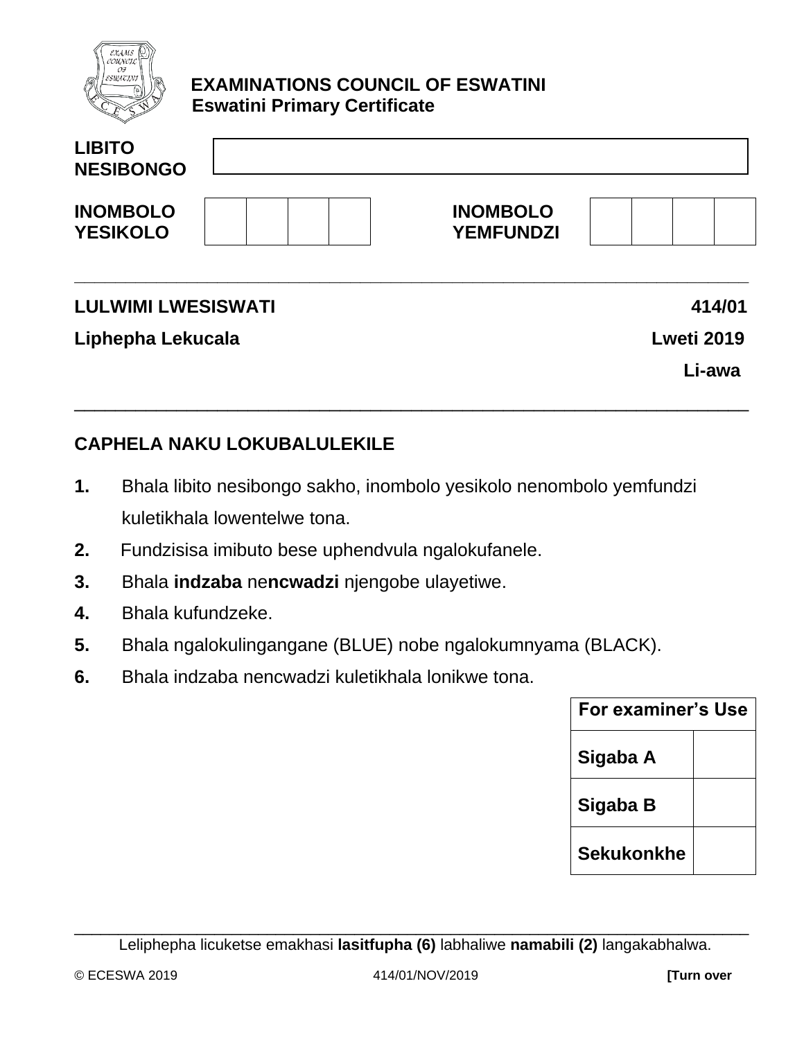**EXAMINATIONS COUNCIL OF ESWATINI**
**Eswatini Primary Certificate**

| **LIBITO NESIBONGO** | |
|---|---|

| **INOMBOLO YESIKOLO** | | | | | **INOMBOLO YEMFUNDZI** | | | | |
|---|---|---|---|---|---|---|---|---|---|

**LULWIMI LWESISWATI** — **414/01**

**Liphepha Lekucala** — **Lweti 2019**

**Li-awa**

## CAPHELA NAKU LOKUBALULEKILE

1. Bhala libito nesibongo sakho, inombolo yesikolo nenombolo yemfundzi kuletikhala lowentelwe tona.
2. Fundzisisa imibuto bese uphendvula ngalokufanele.
3. Bhala **indzaba** ne**ncwadzi** njengobe ulayetiwe.
4. Bhala kufundzeke.
5. Bhala ngalokulingangane (BLUE) nobe ngalokumnyama (BLACK).
6. Bhala indzaba nencwadzi kuletikhala lonikwe tona.

| For examiner's Use | |
|---|---|
| Sigaba A | |
| Sigaba B | |
| Sekukonkhe | |

Leliphepha licuketse emakhasi **lasitfupha (6)** labhaliwe **namabili (2)** langakabhalwa.

© ECESWA 2019 414/01/NOV/2019 [Turn over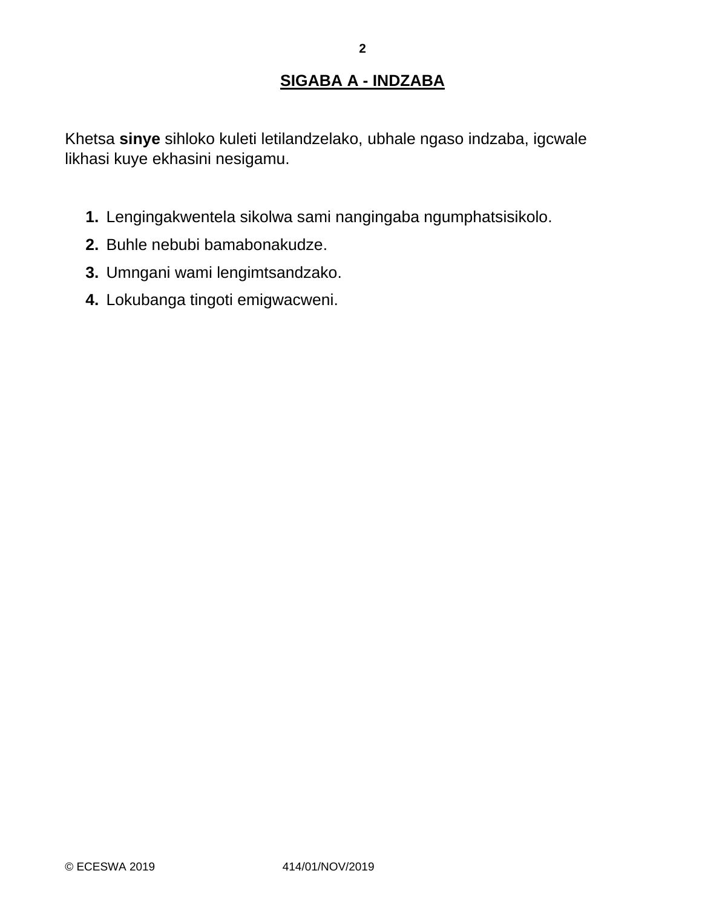## SIGABA A - INDZABA

Khetsa **sinye** sihloko kuleti letilandzelako, ubhale ngaso indzaba, igcwale likhasi kuye ekhasini nesigamu.

1. Lengingakwentela sikolwa sami nangingaba ngumphatsisikolo.
2. Buhle nebubi bamabonakudze.
3. Umngani wami lengimtsandzako.
4. Lokubanga tingoti emigwacweni.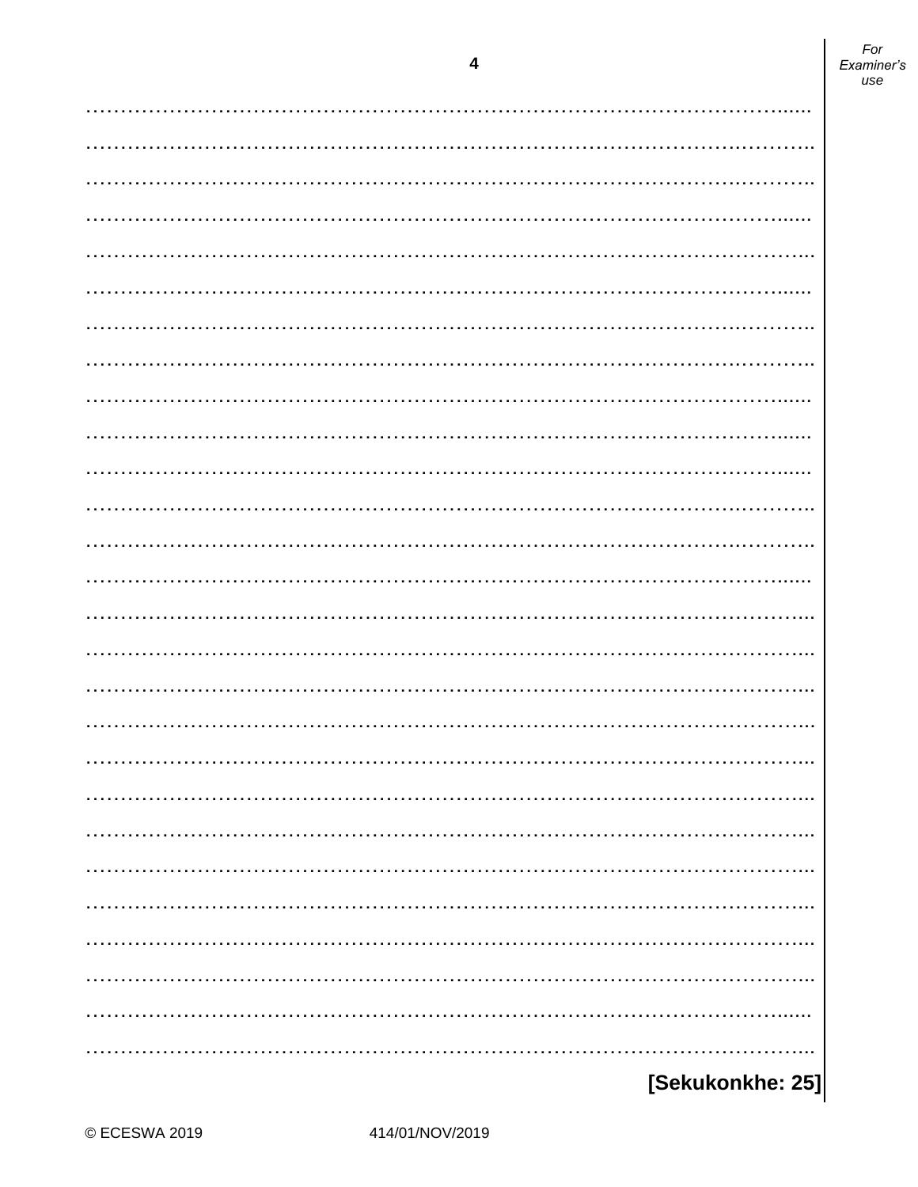[Sekukonkhe: 25]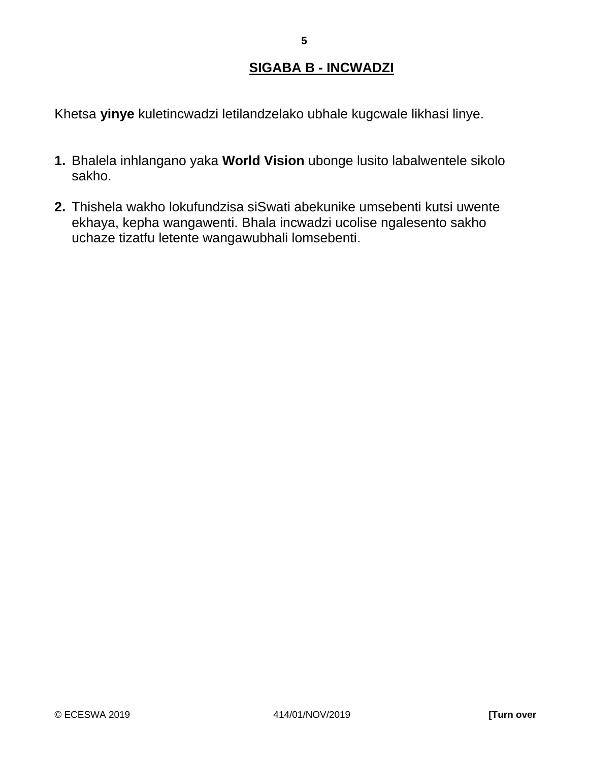## SIGABA B - INCWADZI

Khetsa **yinye** kuletincwadzi letilandzelako ubhale kugcwale likhasi linye.

1. Bhalela inhlangano yaka **World Vision** ubonge lusito labalwentele sikolo sakho.

2. Thishela wakho lokufundzisa siSwati abekunike umsebenti kutsi uwente ekhaya, kepha wangawenti. Bhala incwadzi ucolise ngalesento sakho uchaze tizatfu letente wangawubhali lomsebenti.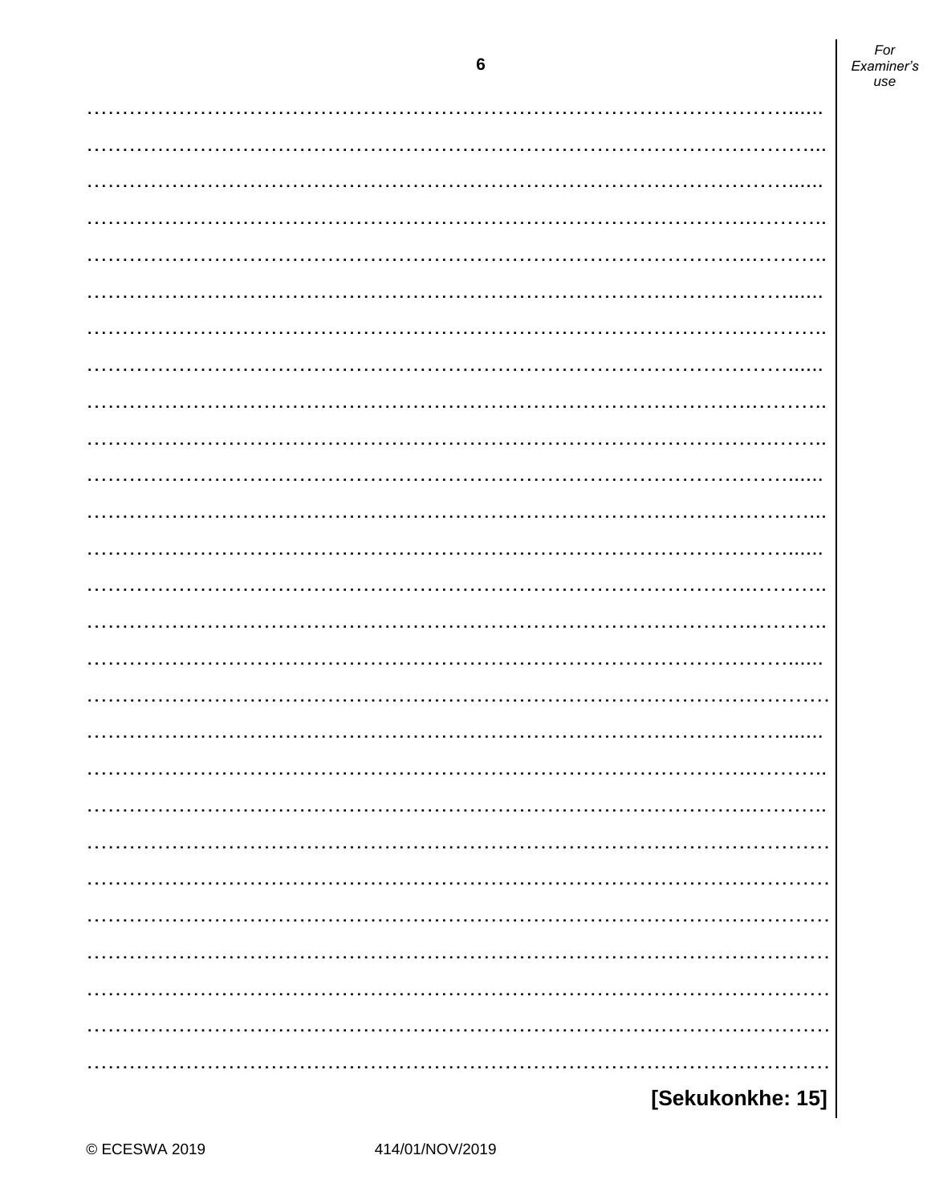**[Sekukonkhe: 15]**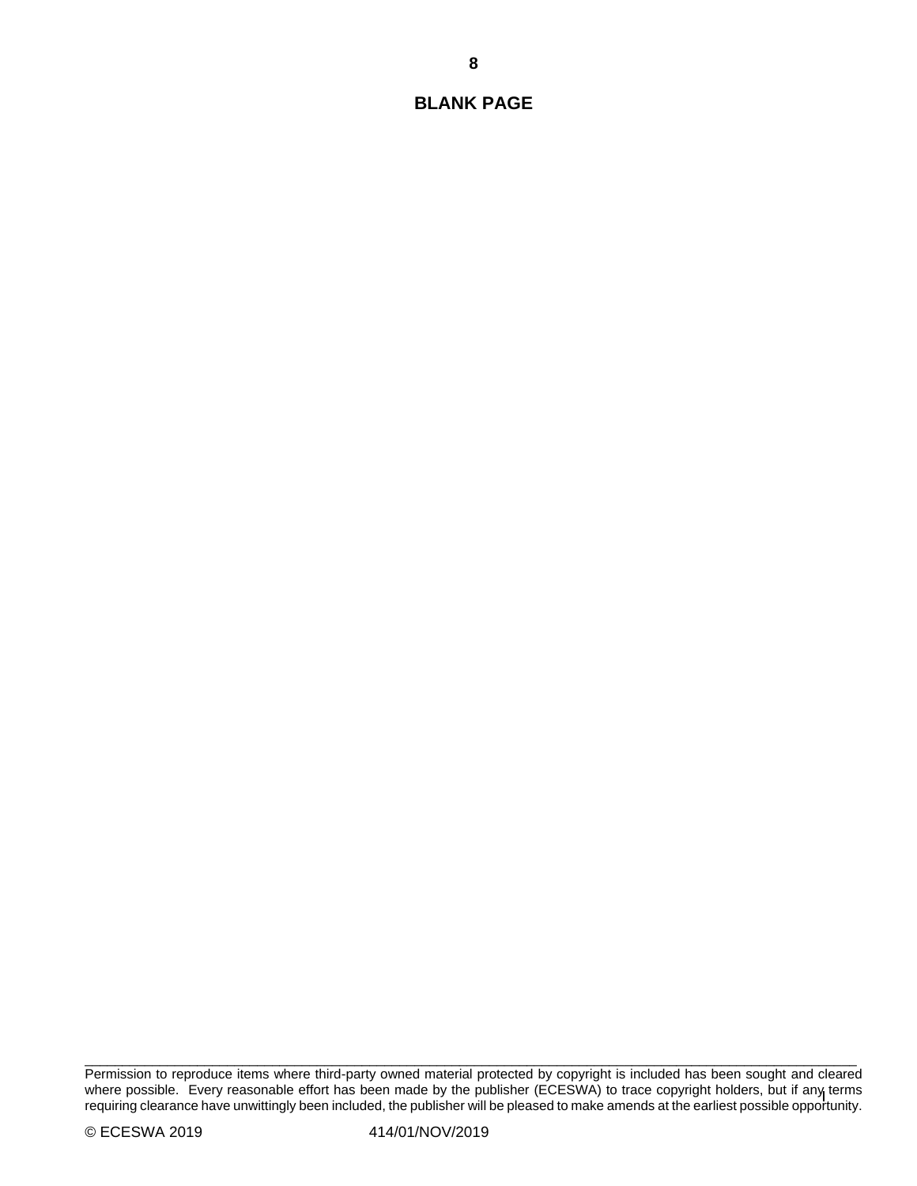**BLANK PAGE**

Permission to reproduce items where third-party owned material protected by copyright is included has been sought and cleared where possible. Every reasonable effort has been made by the publisher (ECESWA) to trace copyright holders, but if any terms requiring clearance have unwittingly been included, the publisher will be pleased to make amends at the earliest possible opportunity.

© ECESWA 2019 414/01/NOV/2019